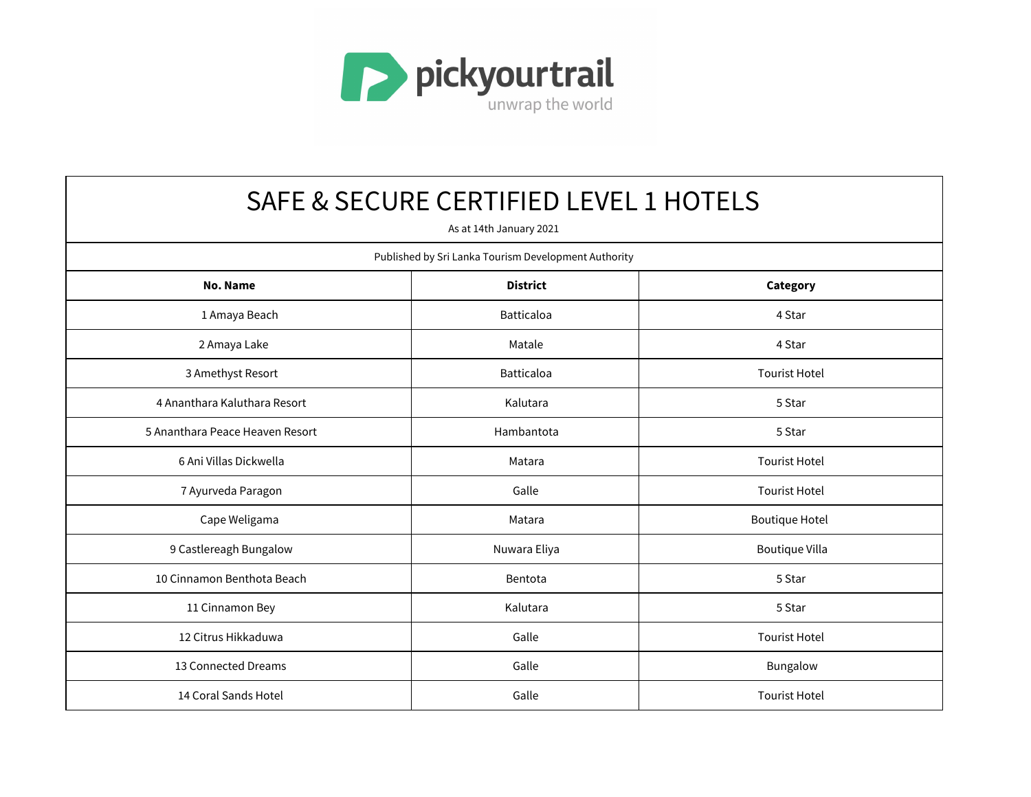pickyourtrail
unwrap the world

# SAFE & SECURE CERTIFIED LEVEL 1 HOTELS

As at 14th January 2021

Published by Sri Lanka Tourism Development Authority

| No. Name | District | Category |
|---|---|---|
| 1 Amaya Beach | Batticaloa | 4 Star |
| 2 Amaya Lake | Matale | 4 Star |
| 3 Amethyst Resort | Batticaloa | Tourist Hotel |
| 4 Ananthara Kaluthara Resort | Kalutara | 5 Star |
| 5 Ananthara Peace Heaven Resort | Hambantota | 5 Star |
| 6 Ani Villas Dickwella | Matara | Tourist Hotel |
| 7 Ayurveda Paragon | Galle | Tourist Hotel |
| Cape Weligama | Matara | Boutique Hotel |
| 9 Castlereagh Bungalow | Nuwara Eliya | Boutique Villa |
| 10 Cinnamon Benthota Beach | Bentota | 5 Star |
| 11 Cinnamon Bey | Kalutara | 5 Star |
| 12 Citrus Hikkaduwa | Galle | Tourist Hotel |
| 13 Connected Dreams | Galle | Bungalow |
| 14 Coral Sands Hotel | Galle | Tourist Hotel |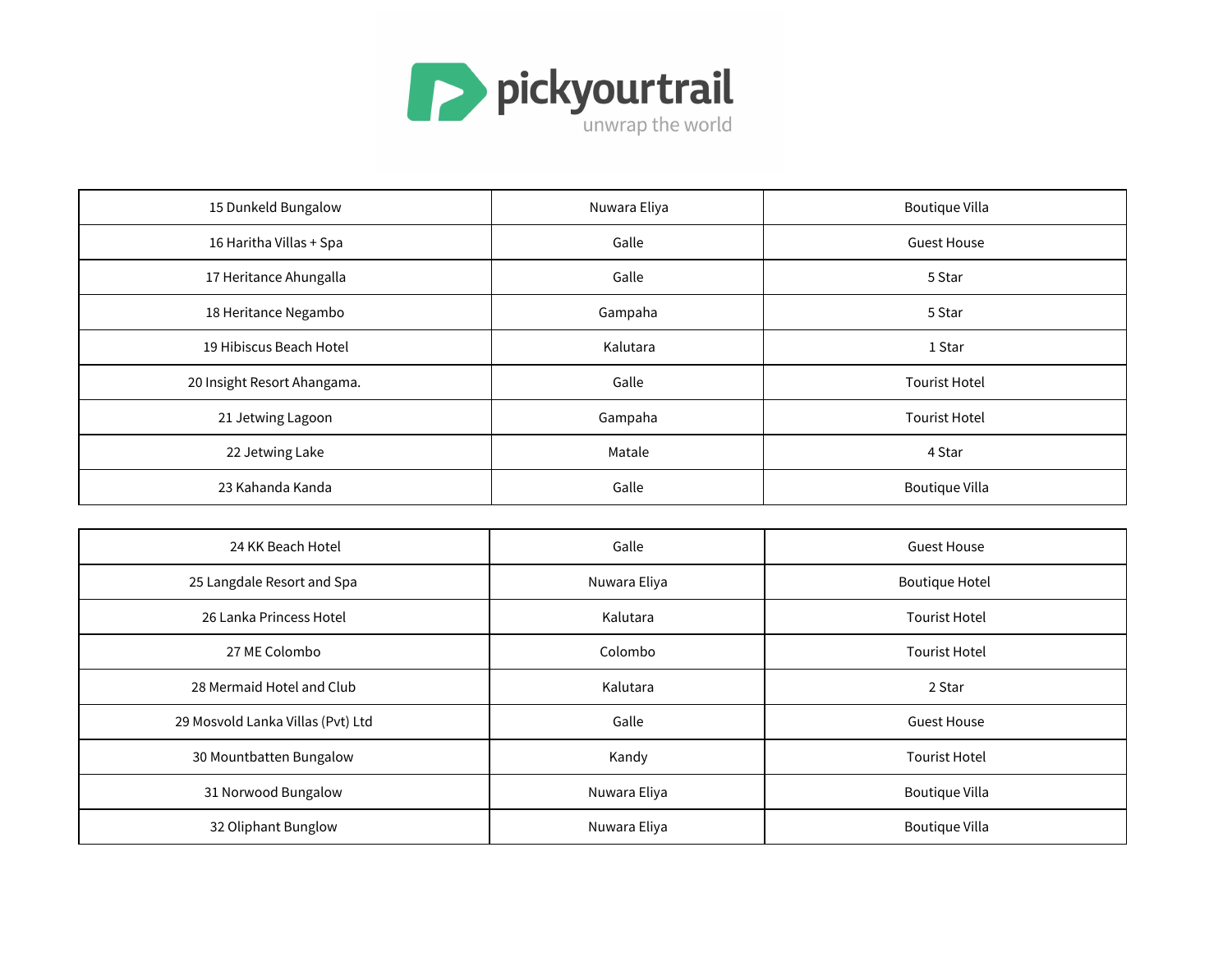| | | |
|---|---|---|
| 15 Dunkeld Bungalow | Nuwara Eliya | Boutique Villa |
| 16 Haritha Villas + Spa | Galle | Guest House |
| 17 Heritance Ahungalla | Galle | 5 Star |
| 18 Heritance Negambo | Gampaha | 5 Star |
| 19 Hibiscus Beach Hotel | Kalutara | 1 Star |
| 20 Insight Resort Ahangama. | Galle | Tourist Hotel |
| 21 Jetwing Lagoon | Gampaha | Tourist Hotel |
| 22 Jetwing Lake | Matale | 4 Star |
| 23 Kahanda Kanda | Galle | Boutique Villa |
| 24 KK Beach Hotel | Galle | Guest House |
| 25 Langdale Resort and Spa | Nuwara Eliya | Boutique Hotel |
| 26 Lanka Princess Hotel | Kalutara | Tourist Hotel |
| 27 ME Colombo | Colombo | Tourist Hotel |
| 28 Mermaid Hotel and Club | Kalutara | 2 Star |
| 29 Mosvold Lanka Villas (Pvt) Ltd | Galle | Guest House |
| 30 Mountbatten Bungalow | Kandy | Tourist Hotel |
| 31 Norwood Bungalow | Nuwara Eliya | Boutique Villa |
| 32 Oliphant Bunglow | Nuwara Eliya | Boutique Villa |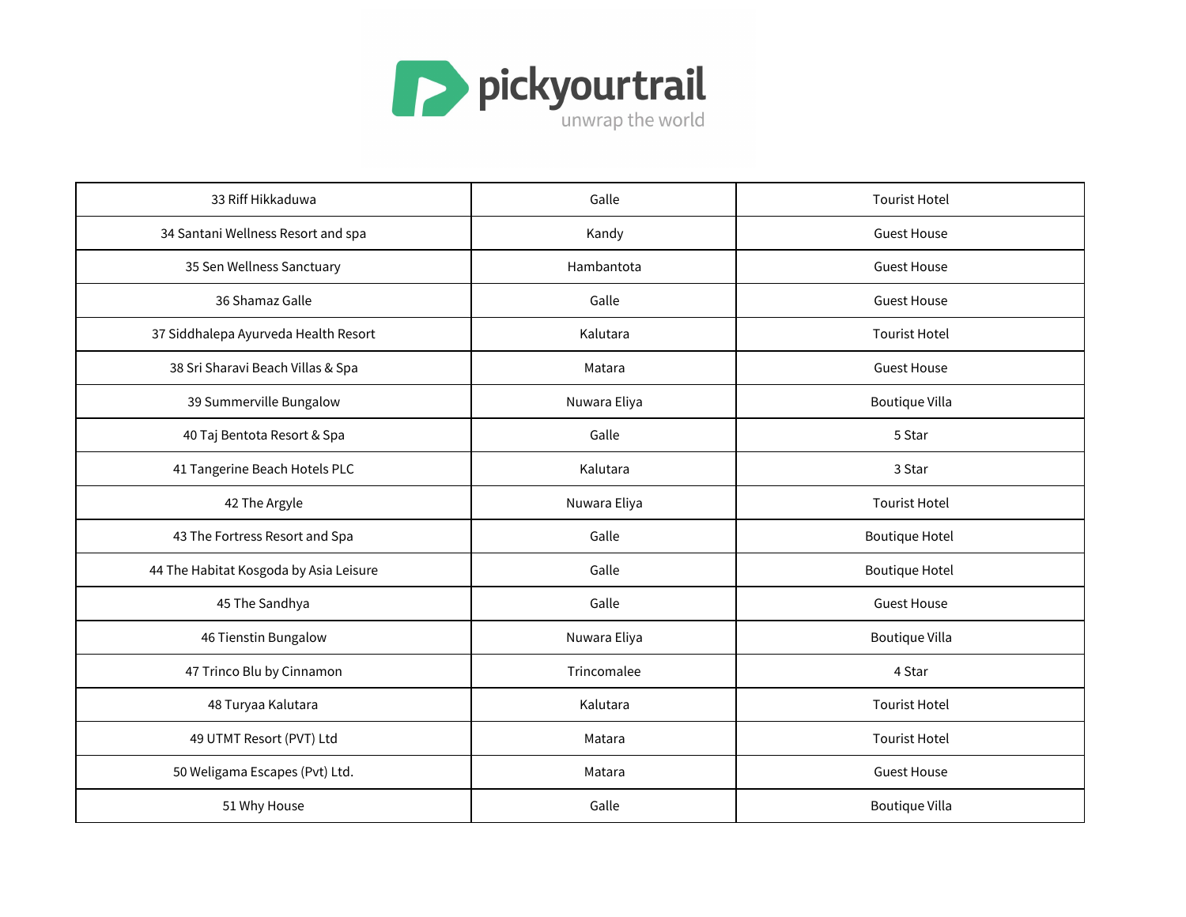| | | |
|---|---|---|
| 33 Riff Hikkaduwa | Galle | Tourist Hotel |
| 34 Santani Wellness Resort and spa | Kandy | Guest House |
| 35 Sen Wellness Sanctuary | Hambantota | Guest House |
| 36 Shamaz Galle | Galle | Guest House |
| 37 Siddhalepa Ayurveda Health Resort | Kalutara | Tourist Hotel |
| 38 Sri Sharavi Beach Villas & Spa | Matara | Guest House |
| 39 Summerville Bungalow | Nuwara Eliya | Boutique Villa |
| 40 Taj Bentota Resort & Spa | Galle | 5 Star |
| 41 Tangerine Beach Hotels PLC | Kalutara | 3 Star |
| 42 The Argyle | Nuwara Eliya | Tourist Hotel |
| 43 The Fortress Resort and Spa | Galle | Boutique Hotel |
| 44 The Habitat Kosgoda by Asia Leisure | Galle | Boutique Hotel |
| 45 The Sandhya | Galle | Guest House |
| 46 Tienstin Bungalow | Nuwara Eliya | Boutique Villa |
| 47 Trinco Blu by Cinnamon | Trincomalee | 4 Star |
| 48 Turyaa Kalutara | Kalutara | Tourist Hotel |
| 49 UTMT Resort (PVT) Ltd | Matara | Tourist Hotel |
| 50 Weligama Escapes (Pvt) Ltd. | Matara | Guest House |
| 51 Why House | Galle | Boutique Villa |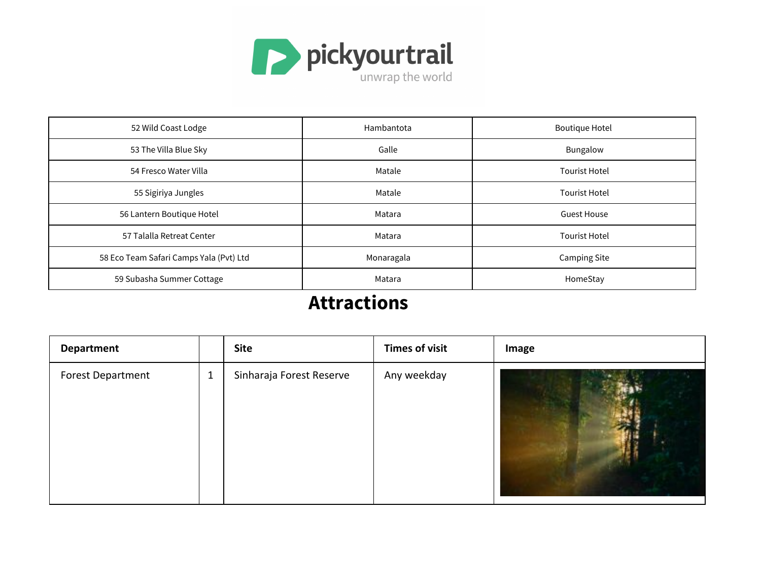| | | |
|---|---|---|
| 52 Wild Coast Lodge | Hambantota | Boutique Hotel |
| 53 The Villa Blue Sky | Galle | Bungalow |
| 54 Fresco Water Villa | Matale | Tourist Hotel |
| 55 Sigiriya Jungles | Matale | Tourist Hotel |
| 56 Lantern Boutique Hotel | Matara | Guest House |
| 57 Talalla Retreat Center | Matara | Tourist Hotel |
| 58 Eco Team Safari Camps Yala (Pvt) Ltd | Monaragala | Camping Site |
| 59 Subasha Summer Cottage | Matara | HomeStay |

## Attractions

| Department | | Site | Times of visit | Image |
|---|---|---|---|---|
| Forest Department | 1 | Sinharaja Forest Reserve | Any weekday | |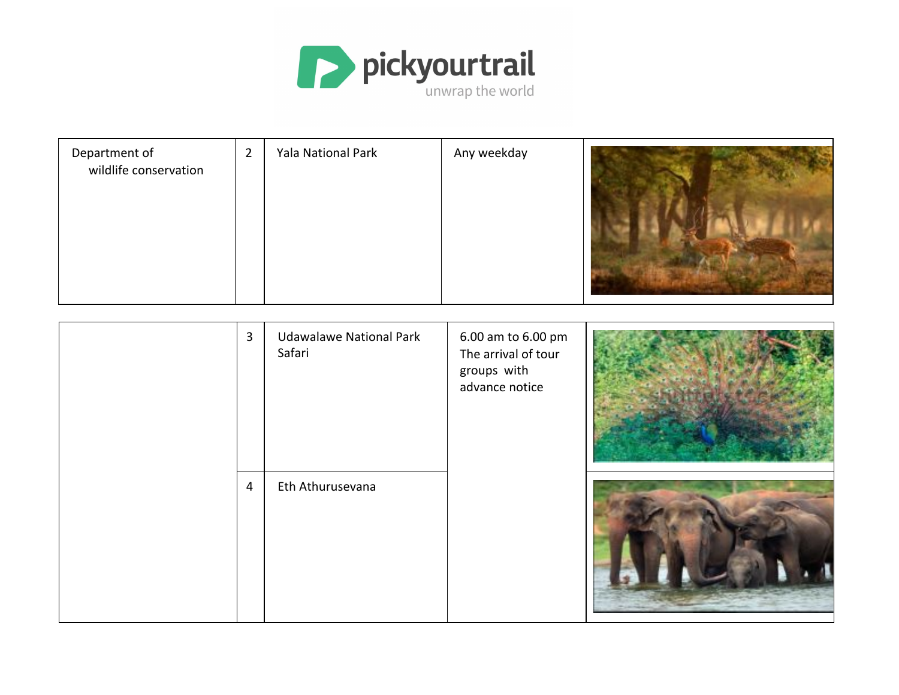| | | | | |
|---|---|---|---|---|
| Department of wildlife conservation | 2 | Yala National Park | Any weekday | |

| | | | | |
|---|---|---|---|---|
| | 3 | Udawalawe National Park Safari | 6.00 am to 6.00 pm The arrival of tour groups with advance notice | |
| | 4 | Eth Athurusevana | | |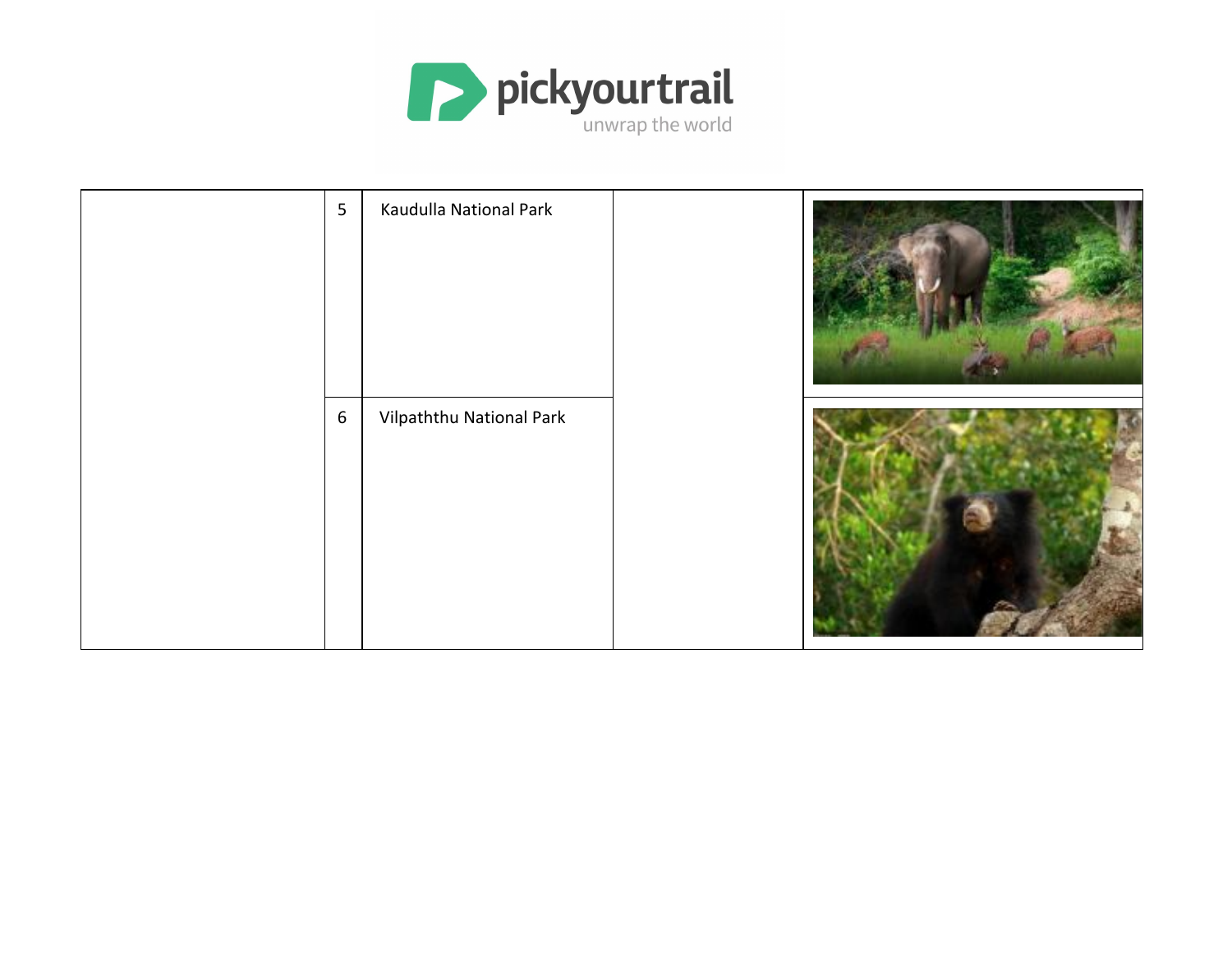| | | | | |
|---|---|---|---|---|
| | 5 | Kaudulla National Park | | |
| | 6 | Vilpaththu National Park | | |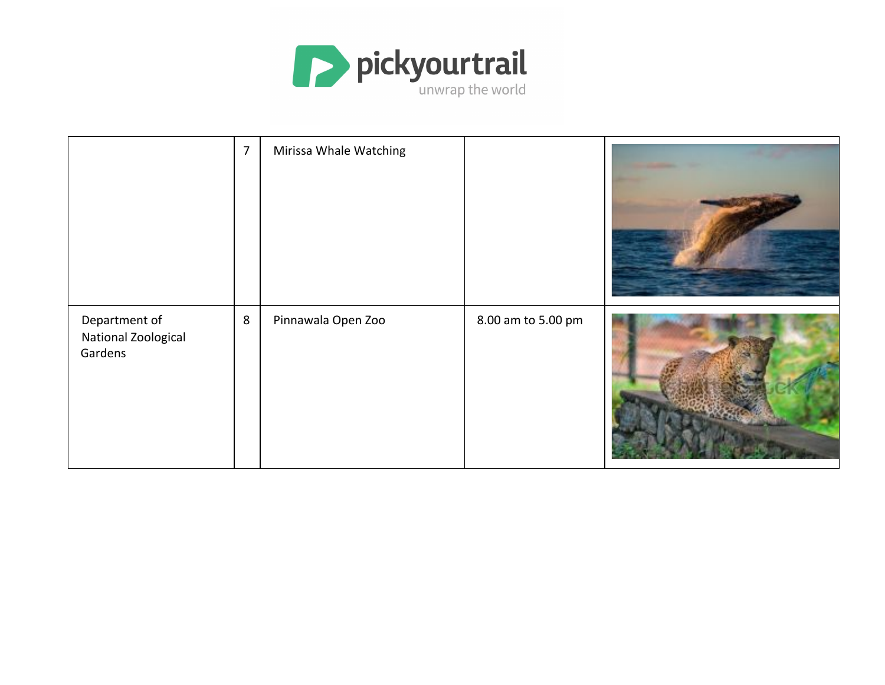| | | | | |
|---|---|---|---|---|
| | 7 | Mirissa Whale Watching | | |
| Department of National Zoological Gardens | 8 | Pinnawala Open Zoo | 8.00 am to 5.00 pm | |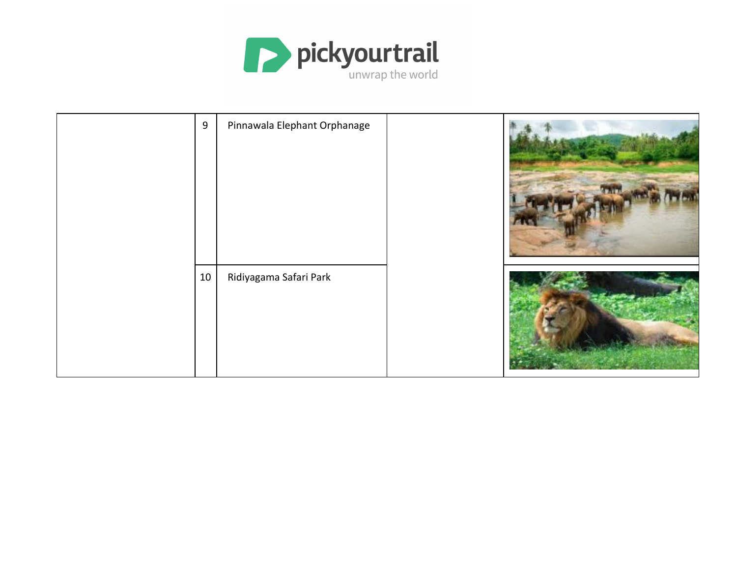| | | | | |
|---|---|---|---|---|
| | 9 | Pinnawala Elephant Orphanage | | |
| | 10 | Ridiyagama Safari Park | | |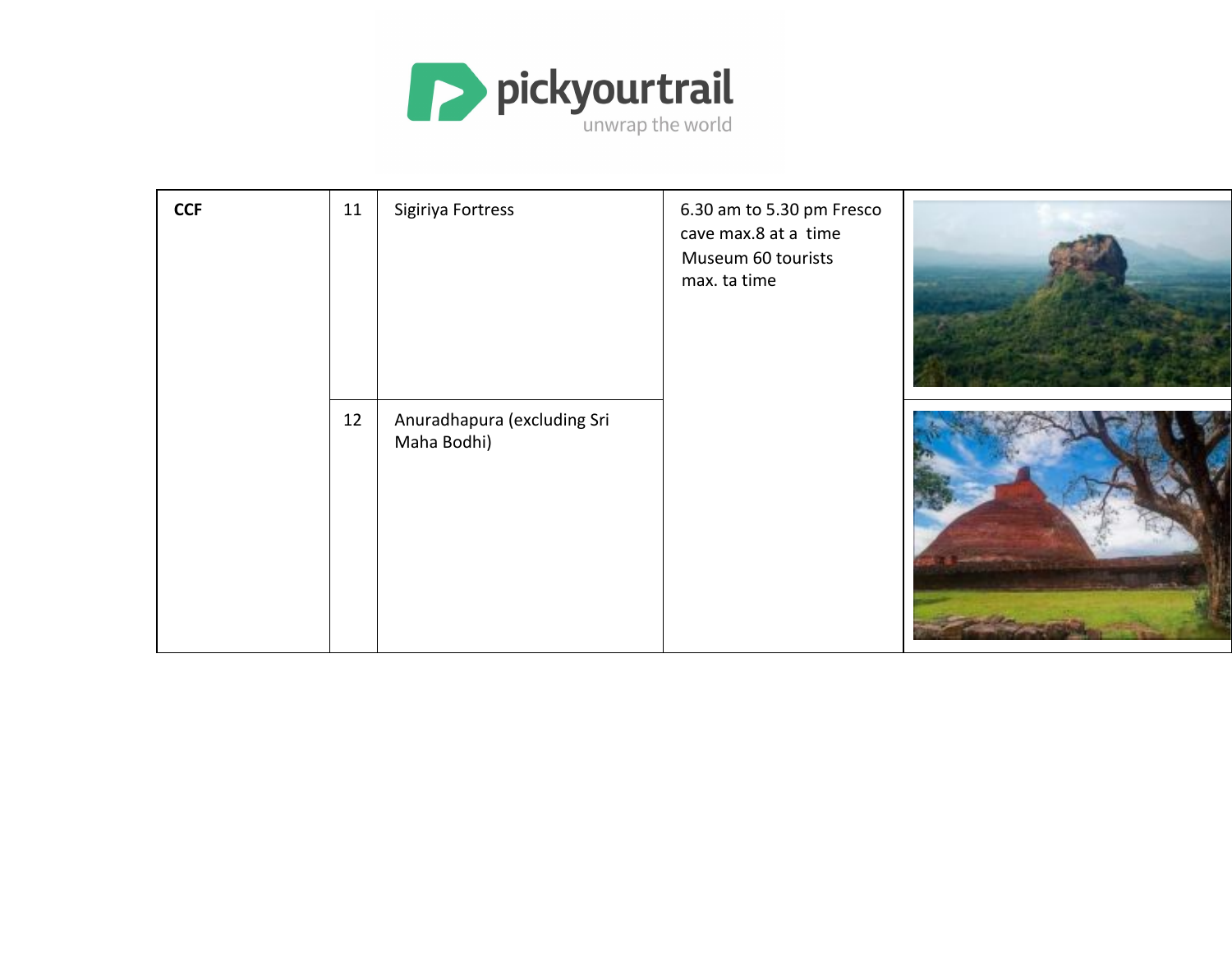| | | | | |
|---|---|---|---|---|
| **CCF** | 11 | Sigiriya Fortress | 6.30 am to 5.30 pm Fresco cave max.8 at a time Museum 60 tourists max. ta time | |
| | 12 | Anuradhapura (excluding Sri Maha Bodhi) | | |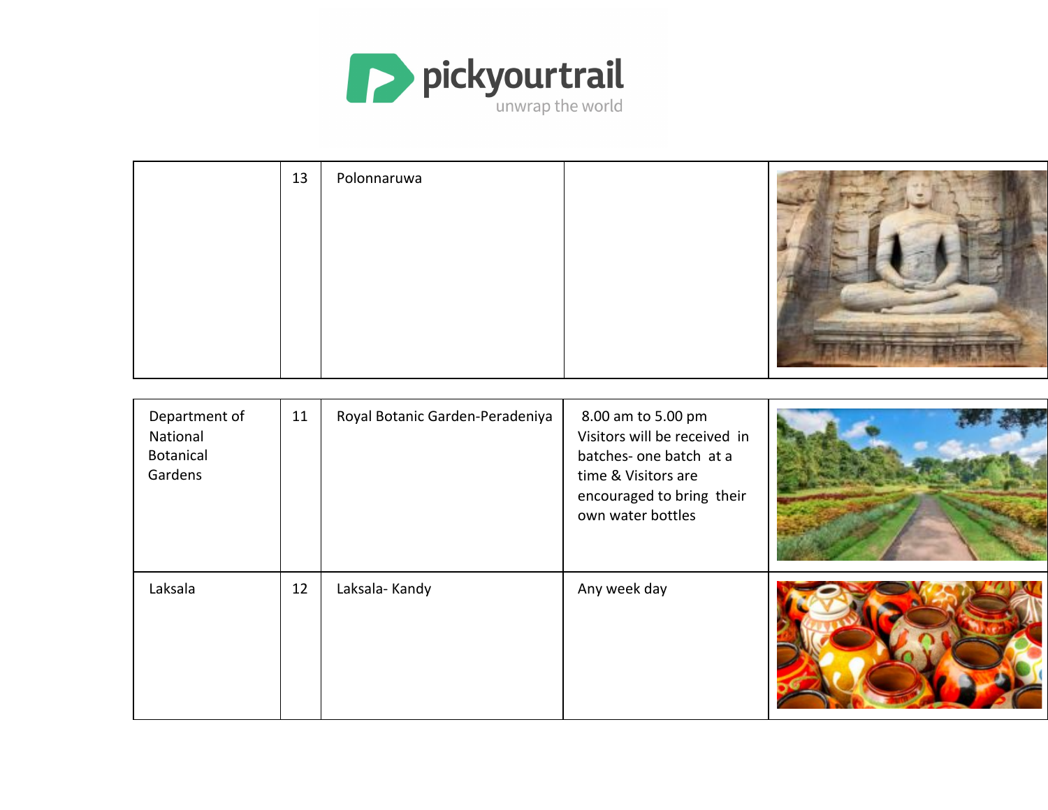| | | | | |
|---|---|---|---|---|
| | 13 | Polonnaruwa | | |

| | | | | |
|---|---|---|---|---|
| Department of National Botanical Gardens | 11 | Royal Botanic Garden-Peradeniya | 8.00 am to 5.00 pm Visitors will be received in batches- one batch at a time & Visitors are encouraged to bring their own water bottles | |
| Laksala | 12 | Laksala- Kandy | Any week day | |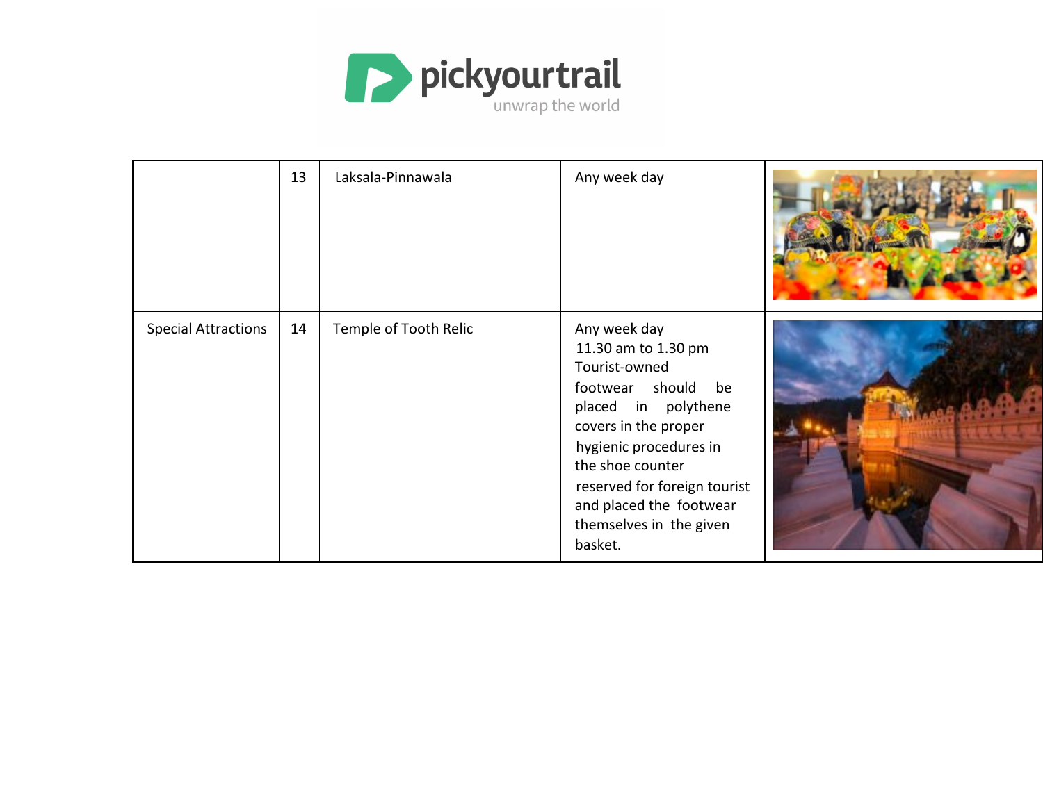| | | | | |
|---|---|---|---|---|
| | 13 | Laksala-Pinnawala | Any week day | |
| Special Attractions | 14 | Temple of Tooth Relic | Any week day<br>11.30 am to 1.30 pm<br>Tourist-owned footwear should be placed in polythene covers in the proper hygienic procedures in the shoe counter reserved for foreign tourist and placed the footwear themselves in the given basket. | |